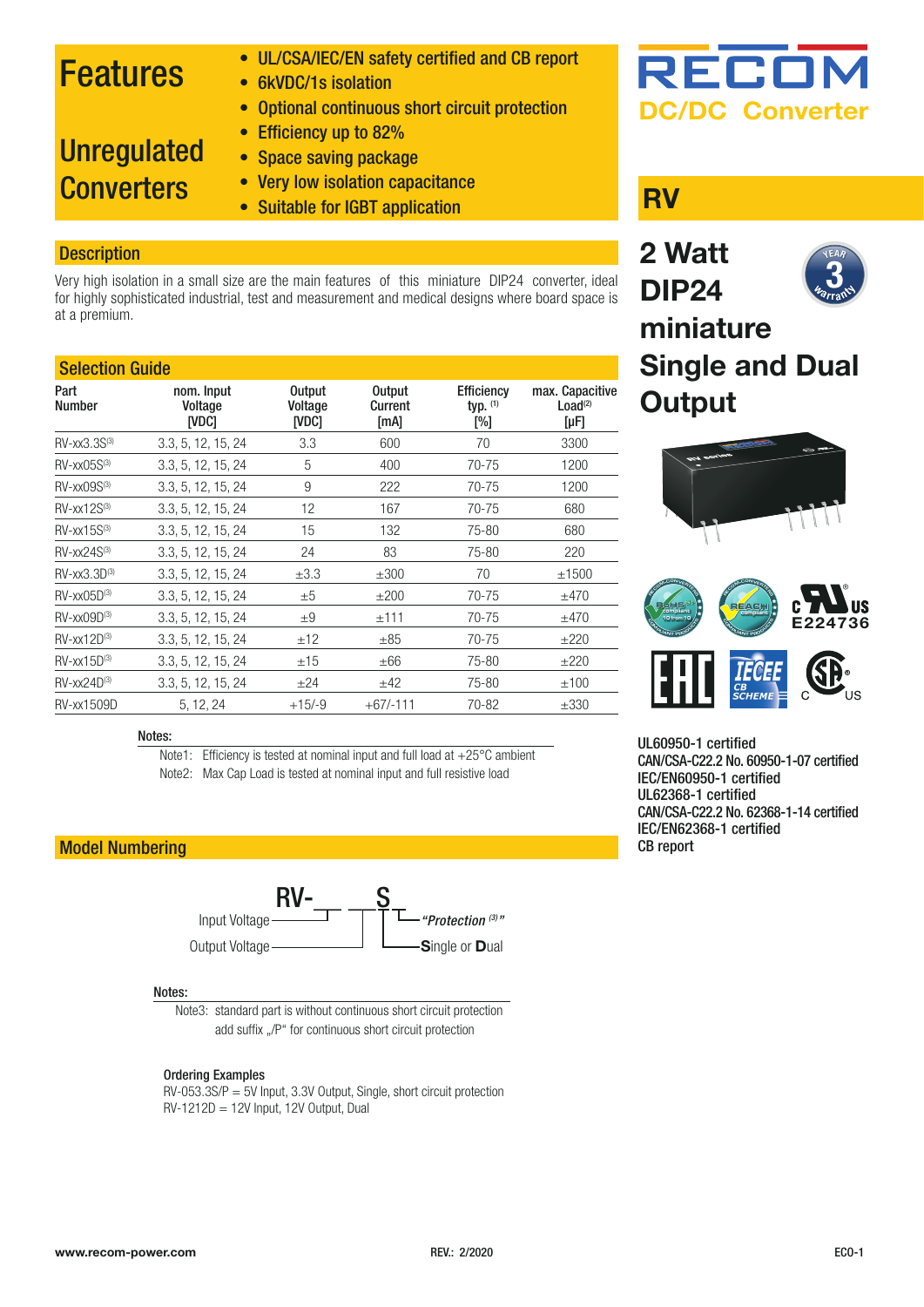# Features

## Unregulated Converters

- UL/CSA/IEC/EN safety certified and CB report
- 6kVDC/1s isolation
- Optional continuous short circuit protection
- Efficiency up to 82%
- Space saving package
- Very low isolation capacitance
- Suitable for IGBT application

RECOM
DC/DC Converter

# RV

## 2 Watt DIP24 miniature Single and Dual Output

## Description

Very high isolation in a small size are the main features of this miniature DIP24 converter, ideal for highly sophisticated industrial, test and measurement and medical designs where board space is at a premium.

## Selection Guide

| Part Number | nom. Input Voltage [VDC] | Output Voltage [VDC] | Output Current [mA] | Efficiency typ. (1) [%] | max. Capacitive Load(2) [µF] |
|---|---|---|---|---|---|
| RV-xx3.3S(3) | 3.3, 5, 12, 15, 24 | 3.3 | 600 | 70 | 3300 |
| RV-xx05S(3) | 3.3, 5, 12, 15, 24 | 5 | 400 | 70-75 | 1200 |
| RV-xx09S(3) | 3.3, 5, 12, 15, 24 | 9 | 222 | 70-75 | 1200 |
| RV-xx12S(3) | 3.3, 5, 12, 15, 24 | 12 | 167 | 70-75 | 680 |
| RV-xx15S(3) | 3.3, 5, 12, 15, 24 | 15 | 132 | 75-80 | 680 |
| RV-xx24S(3) | 3.3, 5, 12, 15, 24 | 24 | 83 | 75-80 | 220 |
| RV-xx3.3D(3) | 3.3, 5, 12, 15, 24 | ±3.3 | ±300 | 70 | ±1500 |
| RV-xx05D(3) | 3.3, 5, 12, 15, 24 | ±5 | ±200 | 70-75 | ±470 |
| RV-xx09D(3) | 3.3, 5, 12, 15, 24 | ±9 | ±111 | 70-75 | ±470 |
| RV-xx12D(3) | 3.3, 5, 12, 15, 24 | ±12 | ±85 | 70-75 | ±220 |
| RV-xx15D(3) | 3.3, 5, 12, 15, 24 | ±15 | ±66 | 75-80 | ±220 |
| RV-xx24D(3) | 3.3, 5, 12, 15, 24 | ±24 | ±42 | 75-80 | ±100 |
| RV-xx1509D | 5, 12, 24 | +15/-9 | +67/-111 | 70-82 | ±330 |

Notes:

Note1: Efficiency is tested at nominal input and full load at +25°C ambient

Note2: Max Cap Load is tested at nominal input and full resistive load

UL60950-1 certified
CAN/CSA-C22.2 No. 60950-1-07 certified
IEC/EN60950-1 certified
UL62368-1 certified
CAN/CSA-C22.2 No. 62368-1-14 certified
IEC/EN62368-1 certified
CB report

E224736

## Model Numbering

RV-__ __S __

- Input Voltage
- Output Voltage
- **S**ingle or **D**ual
- *"Protection (3)"*

Notes:

Note3: standard part is without continuous short circuit protection
add suffix „/P" for continuous short circuit protection

Ordering Examples

RV-053.3S/P = 5V Input, 3.3V Output, Single, short circuit protection
RV-1212D = 12V Input, 12V Output, Dual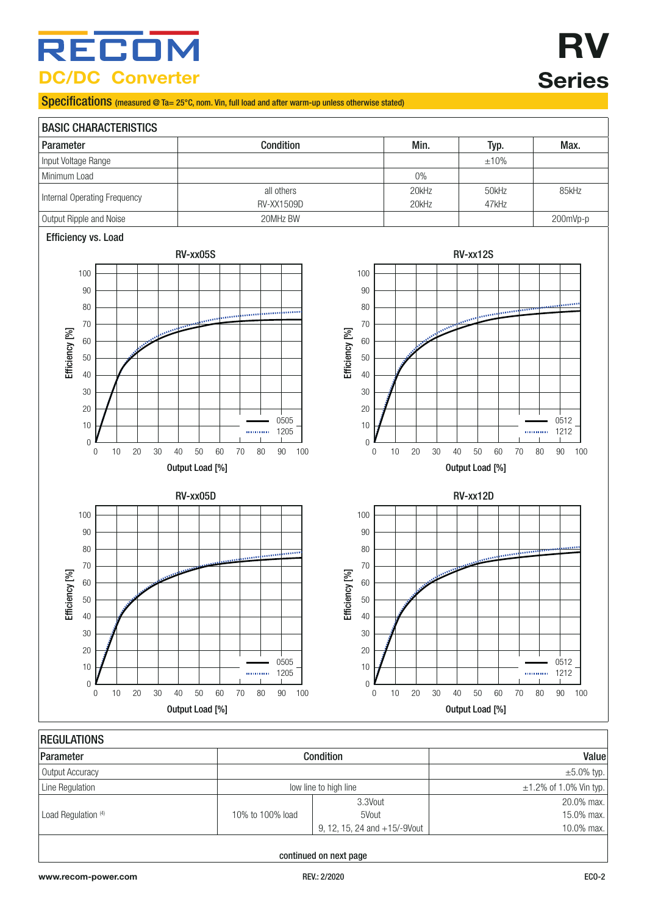## Specifications (measured @ Ta= 25°C, nom. Vin, full load and after warm-up unless otherwise stated)

| BASIC CHARACTERISTICS | | | | |
|---|---|---|---|---|
| **Parameter** | **Condition** | **Min.** | **Typ.** | **Max.** |
| Input Voltage Range | | | ±10% | |
| Minimum Load | | 0% | | |
| Internal Operating Frequency | all others<br>RV-XX1509D | 20kHz<br>20kHz | 50kHz<br>47kHz | 85kHz |
| Output Ripple and Noise | 20MHz BW | | | 200mVp-p |

### Efficiency vs. Load

RV-xx05S

RV-xx12S

RV-xx05D

RV-xx12D

| REGULATIONS | | | |
|---|---|---|---|
| **Parameter** | **Condition** | | **Value** |
| Output Accuracy | | | ±5.0% typ. |
| Line Regulation | low line to high line | | ±1.2% of 1.0% Vin typ. |
| Load Regulation [4] | 10% to 100% load | 3.3Vout | 20.0% max. |
| | | 5Vout | 15.0% max. |
| | | 9, 12, 15, 24 and +15/-9Vout | 10.0% max. |

continued on next page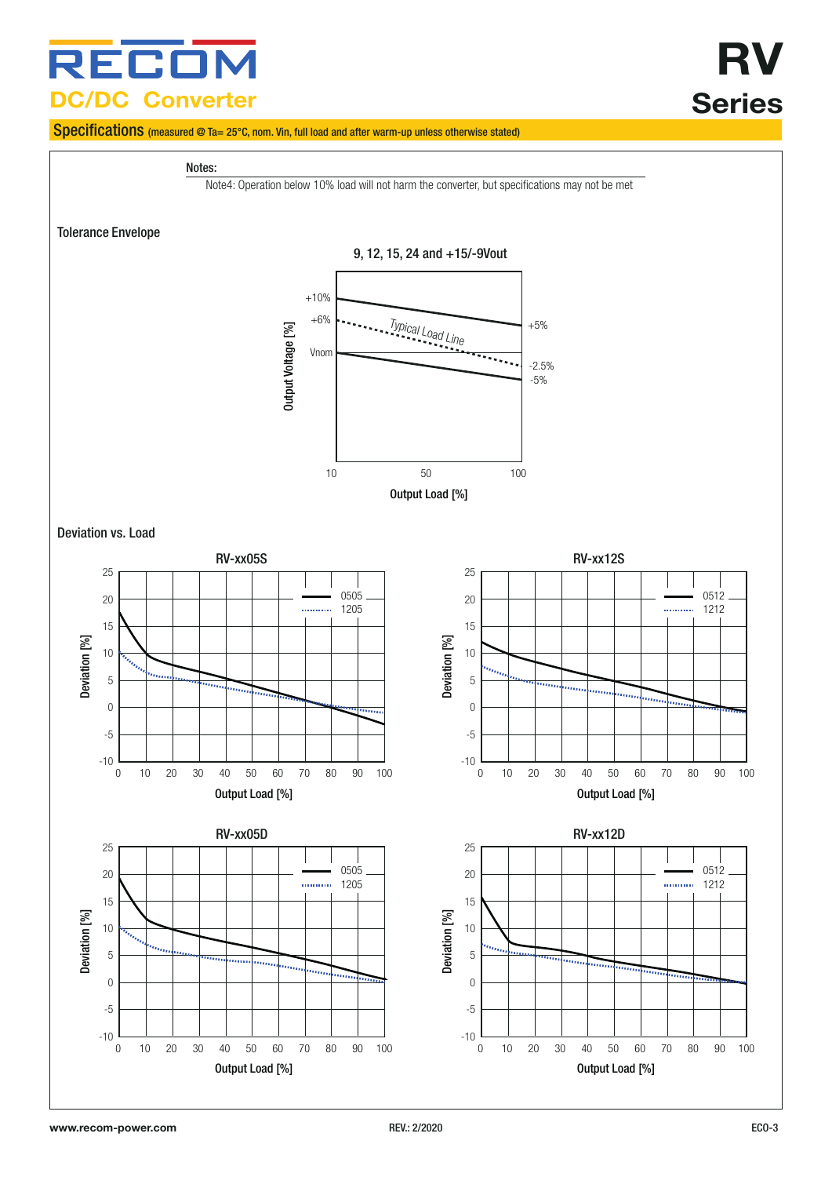## Specifications (measured @ Ta= 25°C, nom. Vin, full load and after warm-up unless otherwise stated)

Notes:

Note4: Operation below 10% load will not harm the converter, but specifications may not be met

### Tolerance Envelope

9, 12, 15, 24 and +15/-9Vout

### Deviation vs. Load

RV-xx05S

RV-xx12S

RV-xx05D

RV-xx12D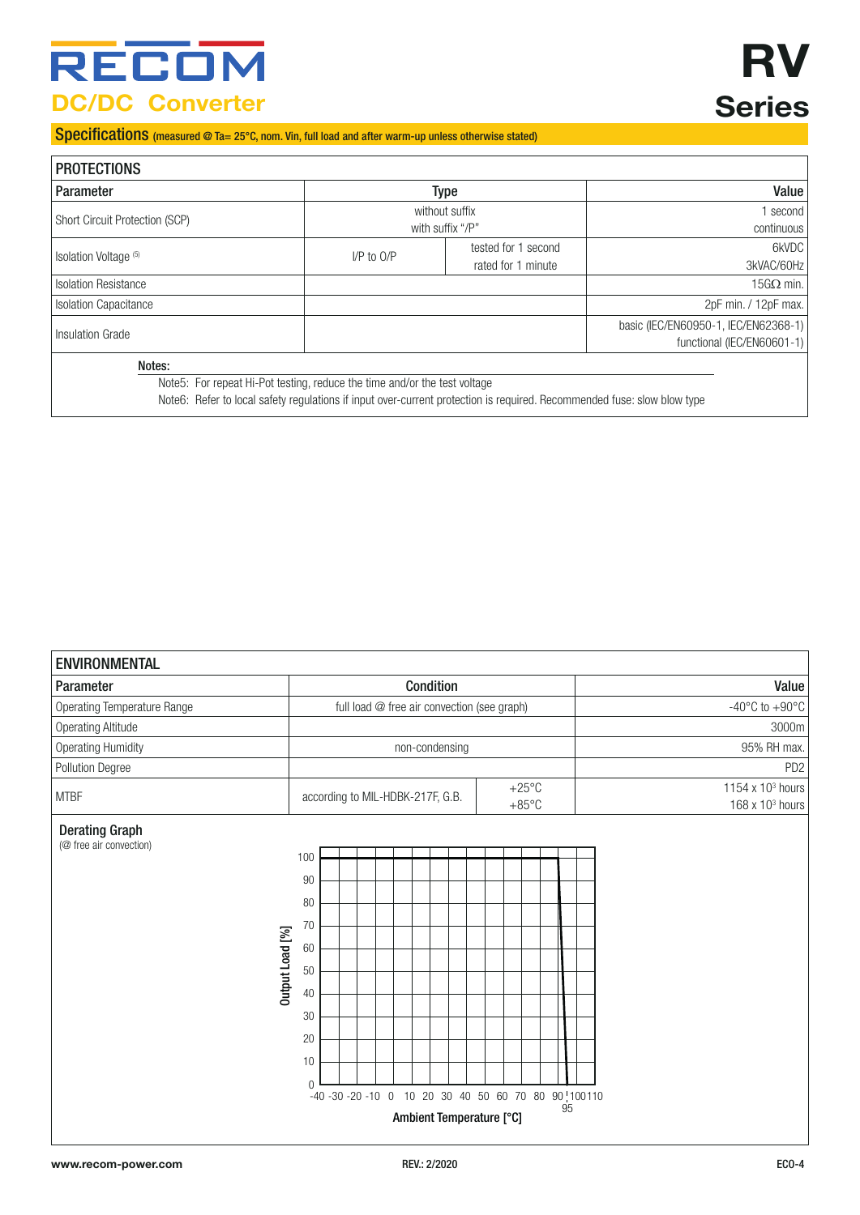## Specifications (measured @ Ta= 25°C, nom. Vin, full load and after warm-up unless otherwise stated)

| PROTECTIONS | | | |
|---|---|---|---|
| Parameter | Type | | Value |
| Short Circuit Protection (SCP) | without suffix | | 1 second |
| | with suffix "/P" | | continuous |
| Isolation Voltage (5) | I/P to O/P | tested for 1 second | 6kVDC |
| | | rated for 1 minute | 3kVAC/60Hz |
| Isolation Resistance | | | 15GΩ min. |
| Isolation Capacitance | | | 2pF min. / 12pF max. |
| Insulation Grade | | | basic (IEC/EN60950-1, IEC/EN62368-1) |
| | | | functional (IEC/EN60601-1) |

**Notes:**

Note5: For repeat Hi-Pot testing, reduce the time and/or the test voltage

Note6: Refer to local safety regulations if input over-current protection is required. Recommended fuse: slow blow type

| ENVIRONMENTAL | | | |
|---|---|---|---|
| Parameter | Condition | | Value |
| Operating Temperature Range | full load @ free air convection (see graph) | | -40°C to +90°C |
| Operating Altitude | | | 3000m |
| Operating Humidity | non-condensing | | 95% RH max. |
| Pollution Degree | | | PD2 |
| MTBF | according to MIL-HDBK-217F, G.B. | +25°C | 1154 x $10^3$ hours |
| | | +85°C | 168 x $10^3$ hours |

### Derating Graph
(@ free air convection)

Output Load [%] vs. Ambient Temperature [°C]: 100% load from -40°C to 90°C, derating to 0% at 95°C.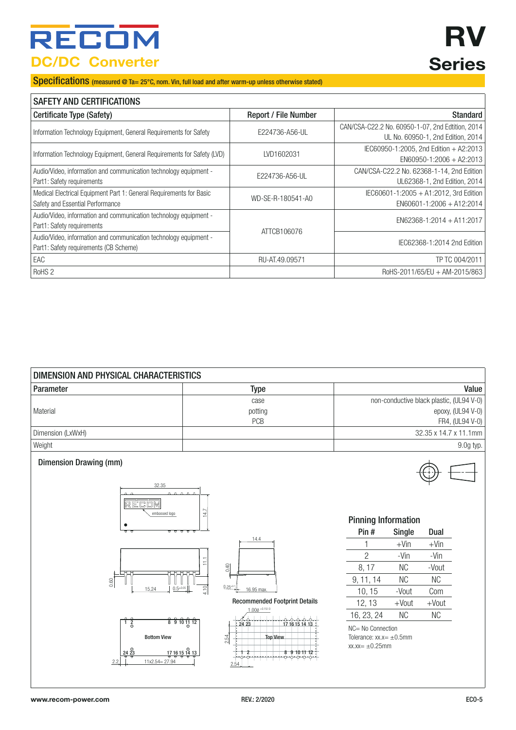## Specifications (measured @ Ta= 25°C, nom. Vin, full load and after warm-up unless otherwise stated)

### SAFETY AND CERTIFICATIONS

| Certificate Type (Safety) | Report / File Number | Standard |
|---|---|---|
| Information Technology Equipment, General Requirements for Safety | E224736-A56-UL | CAN/CSA-C22.2 No. 60950-1-07, 2nd Edtition, 2014<br>UL No. 60950-1, 2nd Edition, 2014 |
| Information Technology Equipment, General Requirements for Safety (LVD) | LVD1602031 | IEC60950-1:2005, 2nd Edition + A2:2013<br>EN60950-1:2006 + A2:2013 |
| Audio/Video, information and communication technology equipment - Part1: Safety requirements | E224736-A56-UL | CAN/CSA-C22.2 No. 62368-1-14, 2nd Edition<br>UL62368-1, 2nd Edition, 2014 |
| Medical Electrical Equipment Part 1: General Requirements for Basic Safety and Essential Performance | WD-SE-R-180541-A0 | IEC60601-1:2005 + A1:2012, 3rd Edition<br>EN60601-1:2006 + A12:2014 |
| Audio/Video, information and communication technology equipment - Part1: Safety requirements | ATTCB106076 | EN62368-1:2014 + A11:2017 |
| Audio/Video, information and communication technology equipment - Part1: Safety requirements (CB Scheme) | | IEC62368-1:2014 2nd Edition |
| EAC | RU-AT.49.09571 | TP TC 004/2011 |
| RoHS 2 | | RoHS-2011/65/EU + AM-2015/863 |

### DIMENSION AND PHYSICAL CHARACTERISTICS

| Parameter | Type | Value |
|---|---|---|
| Material | case | non-conductive black plastic, (UL94 V-0) |
| | potting | epoxy, (UL94 V-0) |
| | PCB | FR4, (UL94 V-0) |
| Dimension (LxWxH) | | 32.35 x 14.7 x 11.1mm |
| Weight | | 9.0g typ. |

#### Dimension Drawing (mm)

32.35, 14.7, embossed logo, 11.1, 0.60, 15.24, 0.5±0.05, 4.10, 14.4, 0.40, 0.25±0.1, 16.95 max.

Bottom View: 1 2, 8 9 10 11 12, 24 23, 17 16 15 14 13, 2.2, 11x2.54= 27.94

Recommended Footprint Details: 1.00Ø +0.15/-0, Top View, 24 23, 17 16 15 14 13, 1 2, 8 9 10 11 12, 2.54, 2.54

#### Pinning Information

| Pin # | Single | Dual |
|---|---|---|
| 1 | +Vin | +Vin |
| 2 | -Vin | -Vin |
| 8, 17 | NC | -Vout |
| 9, 11, 14 | NC | NC |
| 10, 15 | -Vout | Com |
| 12, 13 | +Vout | +Vout |
| 16, 23, 24 | NC | NC |

NC= No Connection
Tolerance: xx.x= ±0.5mm
xx.xx= ±0.25mm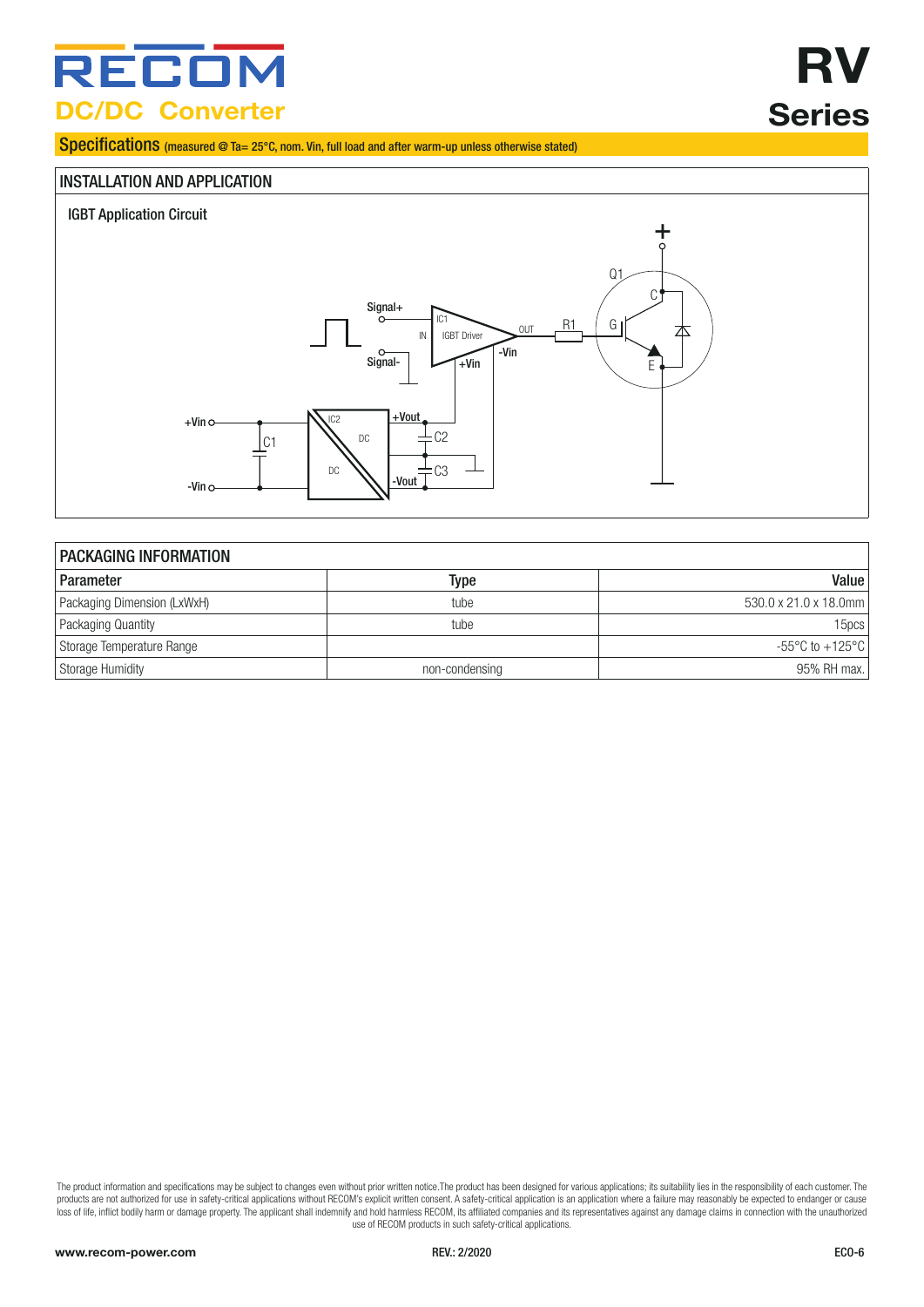## Specifications (measured @ Ta= 25°C, nom. Vin, full load and after warm-up unless otherwise stated)

### INSTALLATION AND APPLICATION

IGBT Application Circuit

+
Q1
C
Signal+
IC1
IN
IGBT Driver
OUT
R1
G
-Vin
Signal-
+Vin
E
IC2
+Vout
+Vin
DC
C2
C1
DC
C3
-Vin
-Vout

### PACKAGING INFORMATION

| Parameter | Type | Value |
|---|---|---|
| Packaging Dimension (LxWxH) | tube | 530.0 x 21.0 x 18.0mm |
| Packaging Quantity | tube | 15pcs |
| Storage Temperature Range | | -55°C to +125°C |
| Storage Humidity | non-condensing | 95% RH max. |

The product information and specifications may be subject to changes even without prior written notice. The product has been designed for various applications; its suitability lies in the responsibility of each customer. The products are not authorized for use in safety-critical applications without RECOM's explicit written consent. A safety-critical application is an application where a failure may reasonably be expected to endanger or cause loss of life, inflict bodily harm or damage property. The applicant shall indemnify and hold harmless RECOM, its affiliated companies and its representatives against any damage claims in connection with the unauthorized use of RECOM products in such safety-critical applications.